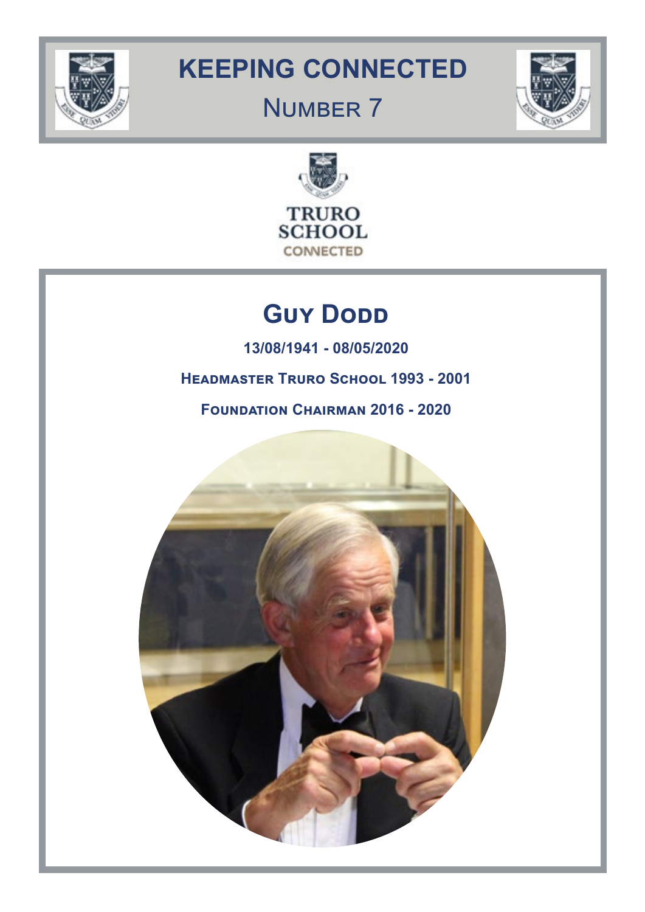# KEEPING CONNECTED

## Number 7

TRURO SCHOOL

CONNECTED

## Guy Dodd

**13/08/1941 - 08/05/2020**

**Headmaster Truro School 1993 - 2001**

**Foundation Chairman 2016 - 2020**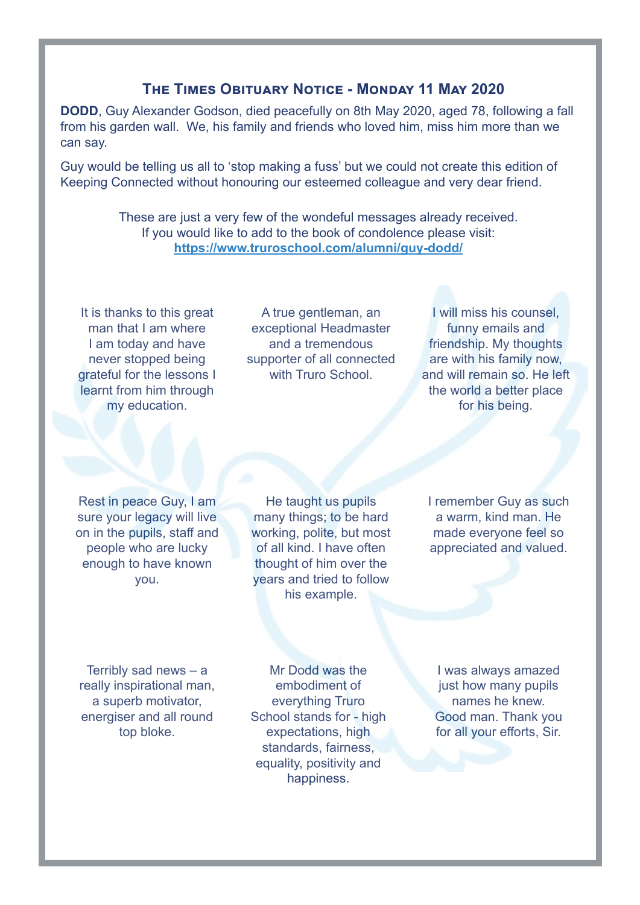## The Times Obituary Notice - Monday 11 May 2020

**DODD**, Guy Alexander Godson, died peacefully on 8th May 2020, aged 78, following a fall from his garden wall. We, his family and friends who loved him, miss him more than we can say.

Guy would be telling us all to 'stop making a fuss' but we could not create this edition of Keeping Connected without honouring our esteemed colleague and very dear friend.

These are just a very few of the wondeful messages already received.
If you would like to add to the book of condolence please visit:
**https://www.truroschool.com/alumni/guy-dodd/**

It is thanks to this great man that I am where I am today and have never stopped being grateful for the lessons I learnt from him through my education.

A true gentleman, an exceptional Headmaster and a tremendous supporter of all connected with Truro School.

I will miss his counsel, funny emails and friendship. My thoughts are with his family now, and will remain so. He left the world a better place for his being.

Rest in peace Guy, I am sure your legacy will live on in the pupils, staff and people who are lucky enough to have known you.

He taught us pupils many things; to be hard working, polite, but most of all kind. I have often thought of him over the years and tried to follow his example.

I remember Guy as such a warm, kind man. He made everyone feel so appreciated and valued.

Terribly sad news – a really inspirational man, a superb motivator, energiser and all round top bloke.

Mr Dodd was the embodiment of everything Truro School stands for - high expectations, high standards, fairness, equality, positivity and happiness.

I was always amazed just how many pupils names he knew. Good man. Thank you for all your efforts, Sir.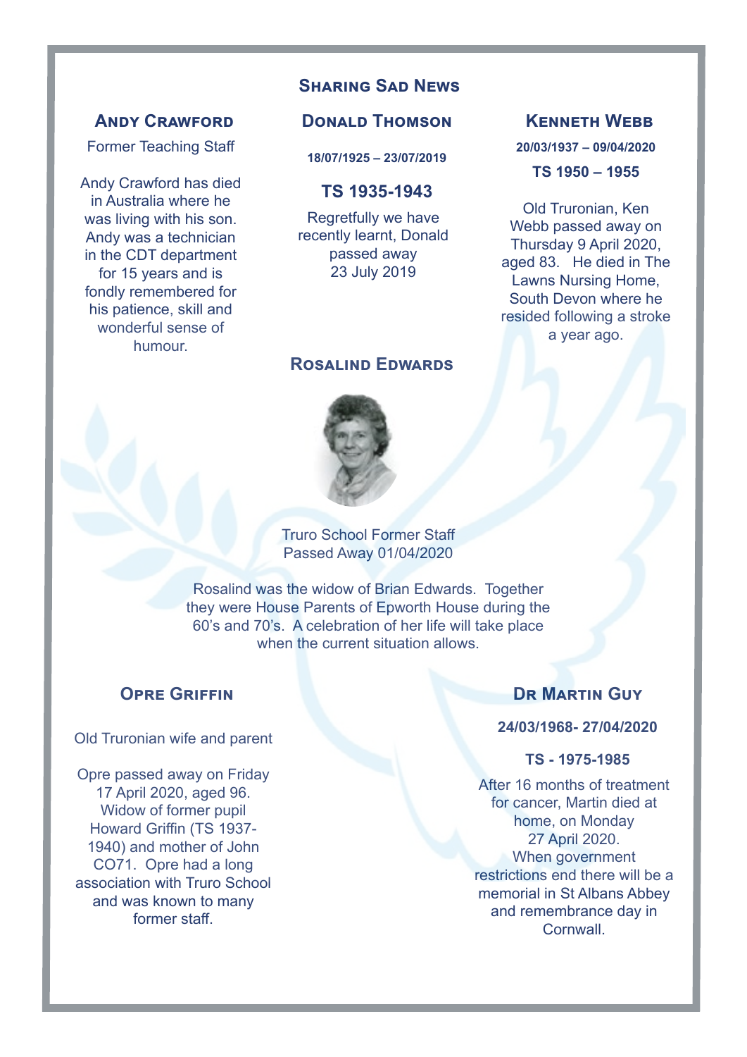# Sharing Sad News

## Andy Crawford

Former Teaching Staff

Andy Crawford has died in Australia where he was living with his son. Andy was a technician in the CDT department for 15 years and is fondly remembered for his patience, skill and wonderful sense of humour.

## Donald Thomson

**18/07/1925 – 23/07/2019**

**TS 1935-1943**

Regretfully we have recently learnt, Donald passed away 23 July 2019

## Kenneth Webb

**20/03/1937 – 09/04/2020**

**TS 1950 – 1955**

Old Truronian, Ken Webb passed away on Thursday 9 April 2020, aged 83. He died in The Lawns Nursing Home, South Devon where he resided following a stroke a year ago.

## Rosalind Edwards

Truro School Former Staff
Passed Away 01/04/2020

Rosalind was the widow of Brian Edwards. Together they were House Parents of Epworth House during the 60's and 70's. A celebration of her life will take place when the current situation allows.

## Opre Griffin

Old Truronian wife and parent

Opre passed away on Friday 17 April 2020, aged 96. Widow of former pupil Howard Griffin (TS 1937-1940) and mother of John CO71. Opre had a long association with Truro School and was known to many former staff.

## Dr Martin Guy

**24/03/1968- 27/04/2020**

**TS - 1975-1985**

After 16 months of treatment for cancer, Martin died at home, on Monday 27 April 2020. When government restrictions end there will be a memorial in St Albans Abbey and remembrance day in Cornwall.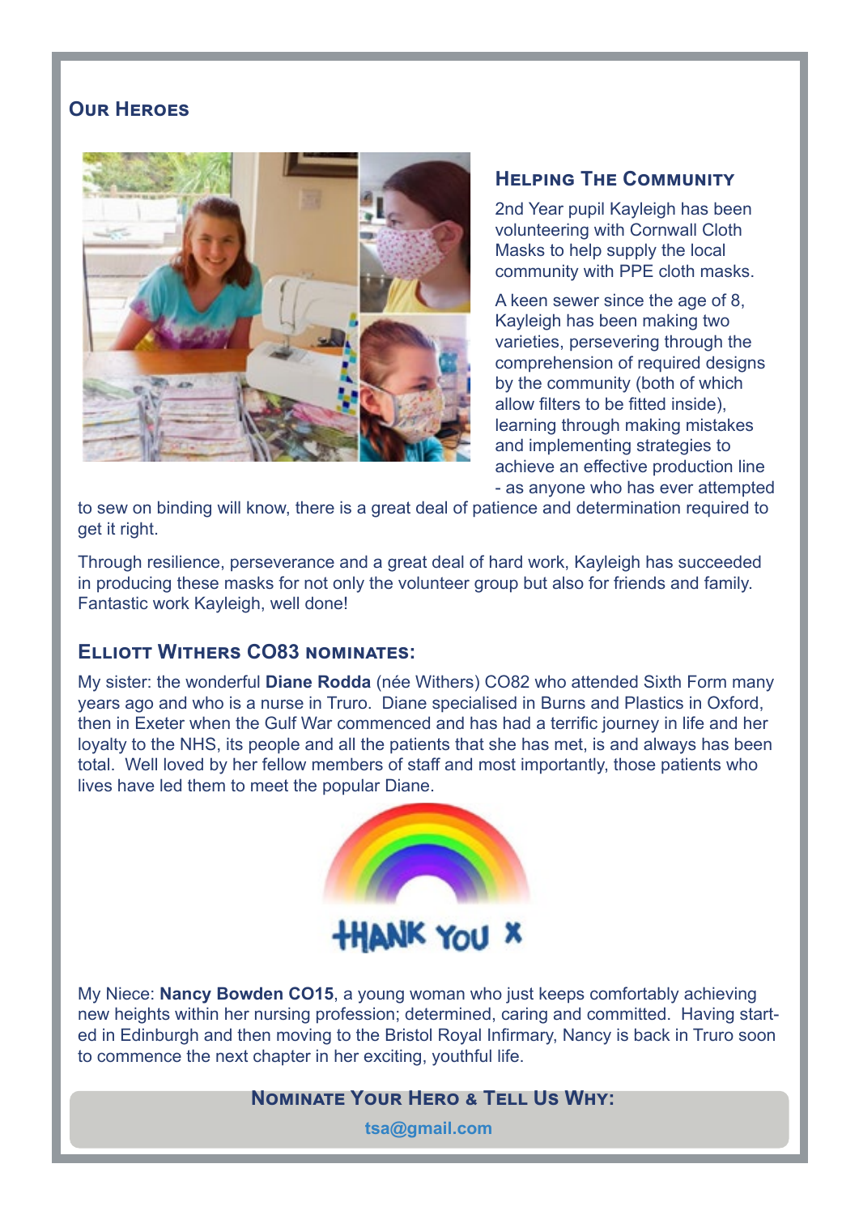## Our Heroes

### Helping The Community

2nd Year pupil Kayleigh has been volunteering with Cornwall Cloth Masks to help supply the local community with PPE cloth masks.

A keen sewer since the age of 8, Kayleigh has been making two varieties, persevering through the comprehension of required designs by the community (both of which allow filters to be fitted inside), learning through making mistakes and implementing strategies to achieve an effective production line - as anyone who has ever attempted to sew on binding will know, there is a great deal of patience and determination required to get it right.

Through resilience, perseverance and a great deal of hard work, Kayleigh has succeeded in producing these masks for not only the volunteer group but also for friends and family. Fantastic work Kayleigh, well done!

### Elliott Withers CO83 nominates:

My sister: the wonderful **Diane Rodda** (née Withers) CO82 who attended Sixth Form many years ago and who is a nurse in Truro. Diane specialised in Burns and Plastics in Oxford, then in Exeter when the Gulf War commenced and has had a terrific journey in life and her loyalty to the NHS, its people and all the patients that she has met, is and always has been total. Well loved by her fellow members of staff and most importantly, those patients who lives have led them to meet the popular Diane.

THANK YOU X

My Niece: **Nancy Bowden CO15**, a young woman who just keeps comfortably achieving new heights within her nursing profession; determined, caring and committed. Having started in Edinburgh and then moving to the Bristol Royal Infirmary, Nancy is back in Truro soon to commence the next chapter in her exciting, youthful life.

**Nominate Your Hero & Tell Us Why:**

tsa@gmail.com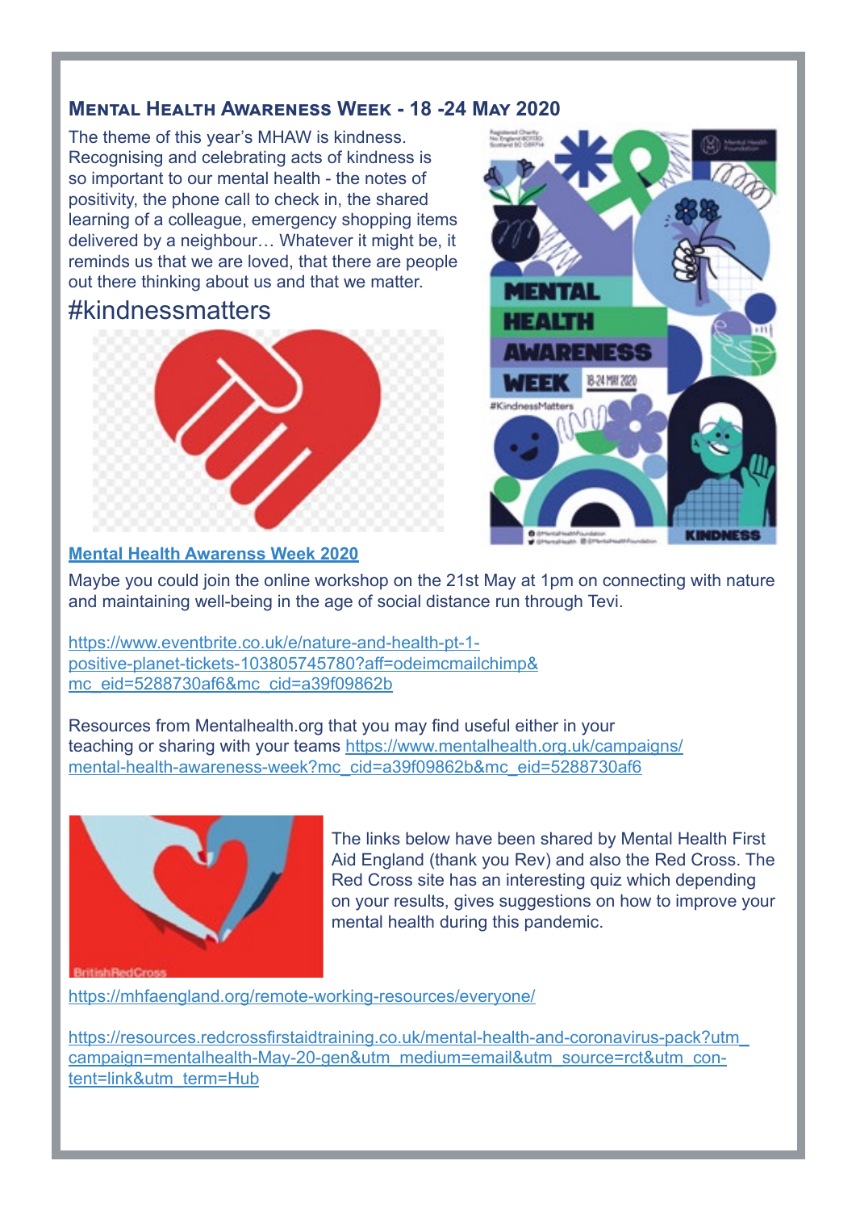## Mental Health Awareness Week - 18 -24 May 2020

The theme of this year's MHAW is kindness. Recognising and celebrating acts of kindness is so important to our mental health - the notes of positivity, the phone call to check in, the shared learning of a colleague, emergency shopping items delivered by a neighbour… Whatever it might be, it reminds us that we are loved, that there are people out there thinking about us and that we matter.

#kindnessmatters

[Mental Health Awarenss Week 2020](https://www.mentalhealth.org.uk/campaigns/mental-health-awareness-week)

Maybe you could join the online workshop on the 21st May at 1pm on connecting with nature and maintaining well-being in the age of social distance run through Tevi.

https://www.eventbrite.co.uk/e/nature-and-health-pt-1-positive-planet-tickets-103805745780?aff=odeimcmailchimp&mc_eid=5288730af6&mc_cid=a39f09862b

Resources from Mentalhealth.org that you may find useful either in your teaching or sharing with your teams https://www.mentalhealth.org.uk/campaigns/mental-health-awareness-week?mc_cid=a39f09862b&mc_eid=5288730af6

The links below have been shared by Mental Health First Aid England (thank you Rev) and also the Red Cross. The Red Cross site has an interesting quiz which depending on your results, gives suggestions on how to improve your mental health during this pandemic.

https://mhfaengland.org/remote-working-resources/everyone/

https://resources.redcrossfirstaidtraining.co.uk/mental-health-and-coronavirus-pack?utm_campaign=mentalhealth-May-20-gen&utm_medium=email&utm_source=rct&utm_content=link&utm_term=Hub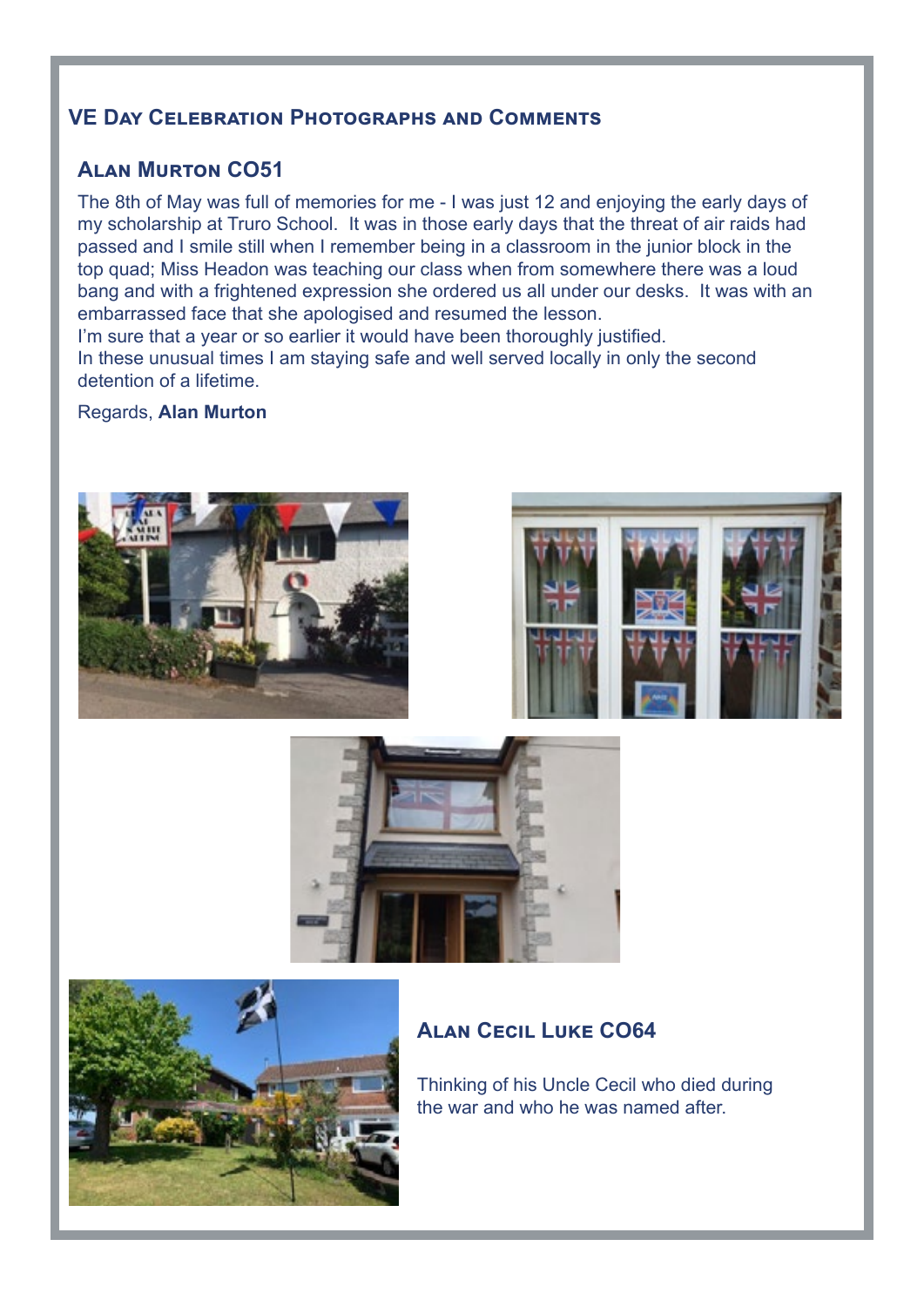## VE Day Celebration Photographs and Comments

### Alan Murton CO51

The 8th of May was full of memories for me - I was just 12 and enjoying the early days of my scholarship at Truro School. It was in those early days that the threat of air raids had passed and I smile still when I remember being in a classroom in the junior block in the top quad; Miss Headon was teaching our class when from somewhere there was a loud bang and with a frightened expression she ordered us all under our desks. It was with an embarrassed face that she apologised and resumed the lesson.
I'm sure that a year or so earlier it would have been thoroughly justified.
In these unusual times I am staying safe and well served locally in only the second detention of a lifetime.

Regards, **Alan Murton**

### Alan Cecil Luke CO64

Thinking of his Uncle Cecil who died during the war and who he was named after.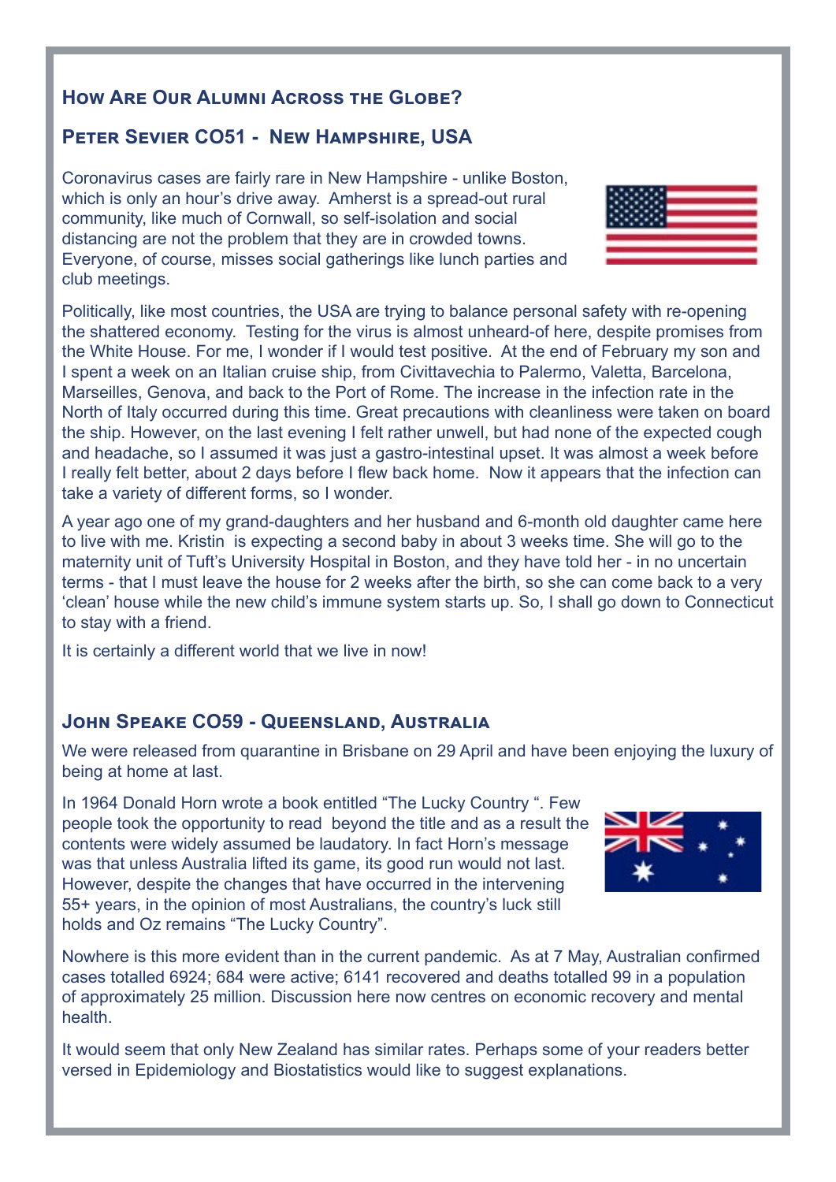## How Are Our Alumni Across the Globe?

### Peter Sevier CO51 - New Hampshire, USA

Coronavirus cases are fairly rare in New Hampshire - unlike Boston, which is only an hour's drive away. Amherst is a spread-out rural community, like much of Cornwall, so self-isolation and social distancing are not the problem that they are in crowded towns. Everyone, of course, misses social gatherings like lunch parties and club meetings.

Politically, like most countries, the USA are trying to balance personal safety with re-opening the shattered economy. Testing for the virus is almost unheard-of here, despite promises from the White House. For me, I wonder if I would test positive. At the end of February my son and I spent a week on an Italian cruise ship, from Civittavechia to Palermo, Valetta, Barcelona, Marseilles, Genova, and back to the Port of Rome. The increase in the infection rate in the North of Italy occurred during this time. Great precautions with cleanliness were taken on board the ship. However, on the last evening I felt rather unwell, but had none of the expected cough and headache, so I assumed it was just a gastro-intestinal upset. It was almost a week before I really felt better, about 2 days before I flew back home. Now it appears that the infection can take a variety of different forms, so I wonder.

A year ago one of my grand-daughters and her husband and 6-month old daughter came here to live with me. Kristin is expecting a second baby in about 3 weeks time. She will go to the maternity unit of Tuft's University Hospital in Boston, and they have told her - in no uncertain terms - that I must leave the house for 2 weeks after the birth, so she can come back to a very 'clean' house while the new child's immune system starts up. So, I shall go down to Connecticut to stay with a friend.

It is certainly a different world that we live in now!

### John Speake CO59 - Queensland, Australia

We were released from quarantine in Brisbane on 29 April and have been enjoying the luxury of being at home at last.

In 1964 Donald Horn wrote a book entitled "The Lucky Country ". Few people took the opportunity to read beyond the title and as a result the contents were widely assumed be laudatory. In fact Horn's message was that unless Australia lifted its game, its good run would not last. However, despite the changes that have occurred in the intervening 55+ years, in the opinion of most Australians, the country's luck still holds and Oz remains "The Lucky Country".

Nowhere is this more evident than in the current pandemic. As at 7 May, Australian confirmed cases totalled 6924; 684 were active; 6141 recovered and deaths totalled 99 in a population of approximately 25 million. Discussion here now centres on economic recovery and mental health.

It would seem that only New Zealand has similar rates. Perhaps some of your readers better versed in Epidemiology and Biostatistics would like to suggest explanations.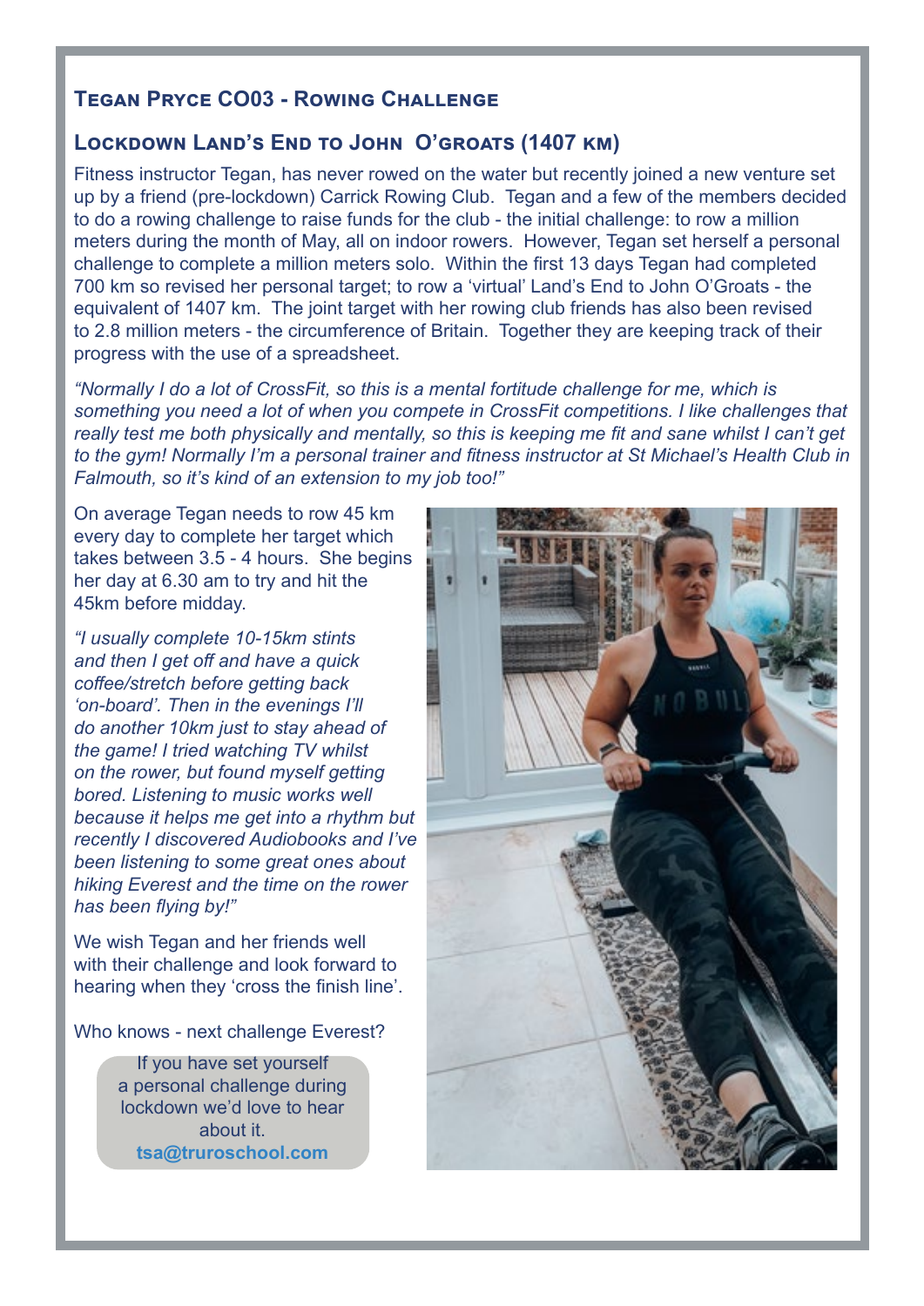## Tegan Pryce CO03 - Rowing Challenge

### Lockdown Land's End to John O'Groats (1407 km)

Fitness instructor Tegan, has never rowed on the water but recently joined a new venture set up by a friend (pre-lockdown) Carrick Rowing Club. Tegan and a few of the members decided to do a rowing challenge to raise funds for the club - the initial challenge: to row a million meters during the month of May, all on indoor rowers. However, Tegan set herself a personal challenge to complete a million meters solo. Within the first 13 days Tegan had completed 700 km so revised her personal target; to row a 'virtual' Land's End to John O'Groats - the equivalent of 1407 km. The joint target with her rowing club friends has also been revised to 2.8 million meters - the circumference of Britain. Together they are keeping track of their progress with the use of a spreadsheet.

*"Normally I do a lot of CrossFit, so this is a mental fortitude challenge for me, which is something you need a lot of when you compete in CrossFit competitions. I like challenges that really test me both physically and mentally, so this is keeping me fit and sane whilst I can't get to the gym! Normally I'm a personal trainer and fitness instructor at St Michael's Health Club in Falmouth, so it's kind of an extension to my job too!"*

On average Tegan needs to row 45 km every day to complete her target which takes between 3.5 - 4 hours. She begins her day at 6.30 am to try and hit the 45km before midday.

*"I usually complete 10-15km stints and then I get off and have a quick coffee/stretch before getting back 'on-board'. Then in the evenings I'll do another 10km just to stay ahead of the game! I tried watching TV whilst on the rower, but found myself getting bored. Listening to music works well because it helps me get into a rhythm but recently I discovered Audiobooks and I've been listening to some great ones about hiking Everest and the time on the rower has been flying by!"*

We wish Tegan and her friends well with their challenge and look forward to hearing when they 'cross the finish line'.

Who knows - next challenge Everest?

If you have set yourself a personal challenge during lockdown we'd love to hear about it.
**tsa@truroschool.com**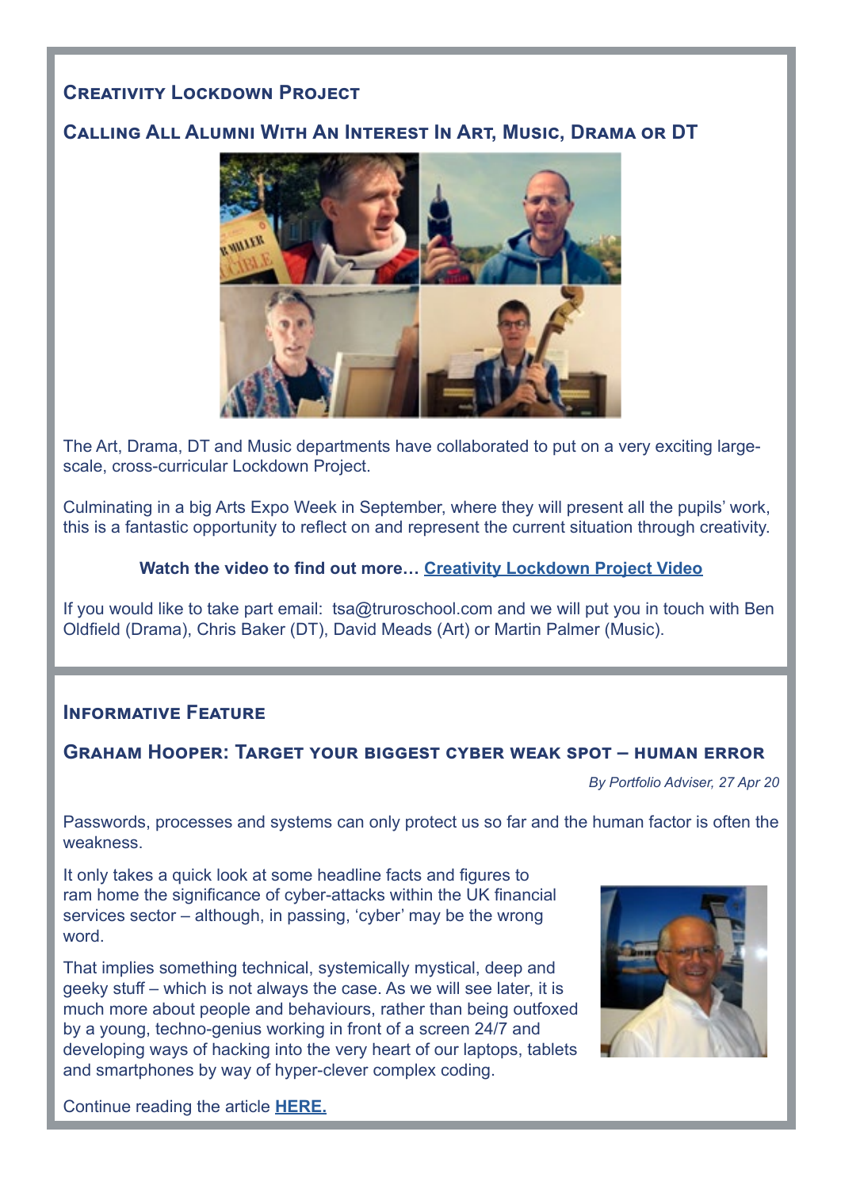## Creativity Lockdown Project

### Calling All Alumni With An Interest In Art, Music, Drama or DT

The Art, Drama, DT and Music departments have collaborated to put on a very exciting large-scale, cross-curricular Lockdown Project.

Culminating in a big Arts Expo Week in September, where they will present all the pupils' work, this is a fantastic opportunity to reflect on and represent the current situation through creativity.

**Watch the video to find out more… [Creativity Lockdown Project Video]()**

If you would like to take part email: tsa@truroschool.com and we will put you in touch with Ben Oldfield (Drama), Chris Baker (DT), David Meads (Art) or Martin Palmer (Music).

## Informative Feature

### Graham Hooper: Target your biggest cyber weak spot – human error

*By Portfolio Adviser, 27 Apr 20*

Passwords, processes and systems can only protect us so far and the human factor is often the weakness.

It only takes a quick look at some headline facts and figures to ram home the significance of cyber-attacks within the UK financial services sector – although, in passing, 'cyber' may be the wrong word.

That implies something technical, systemically mystical, deep and geeky stuff – which is not always the case. As we will see later, it is much more about people and behaviours, rather than being outfoxed by a young, techno-genius working in front of a screen 24/7 and developing ways of hacking into the very heart of our laptops, tablets and smartphones by way of hyper-clever complex coding.

Continue reading the article **[HERE.]()**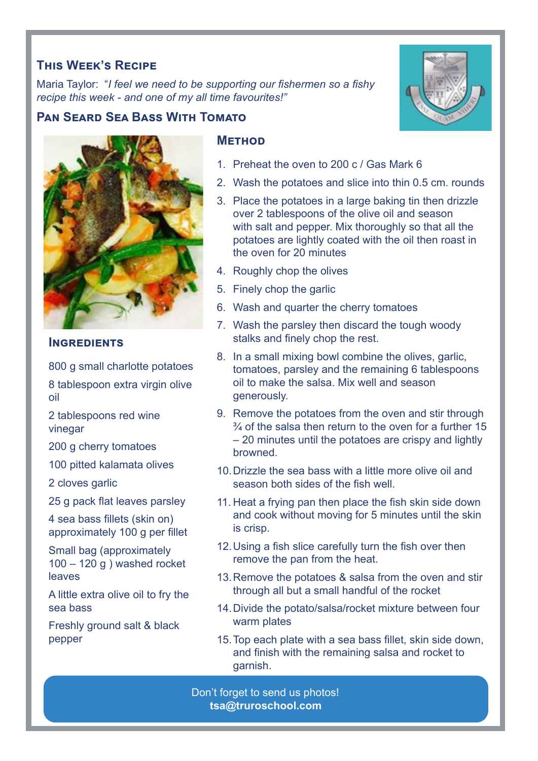## This Week's Recipe

Maria Taylor: "*I feel we need to be supporting our fishermen so a fishy recipe this week - and one of my all time favourites!*"

## Pan Seard Sea Bass With Tomato

### Ingredients

800 g small charlotte potatoes

8 tablespoon extra virgin olive oil

2 tablespoons red wine vinegar

200 g cherry tomatoes

100 pitted kalamata olives

2 cloves garlic

25 g pack flat leaves parsley

4 sea bass fillets (skin on) approximately 100 g per fillet

Small bag (approximately 100 – 120 g ) washed rocket leaves

A little extra olive oil to fry the sea bass

Freshly ground salt & black pepper

### Method

1. Preheat the oven to 200 c / Gas Mark 6
2. Wash the potatoes and slice into thin 0.5 cm. rounds
3. Place the potatoes in a large baking tin then drizzle over 2 tablespoons of the olive oil and season with salt and pepper. Mix thoroughly so that all the potatoes are lightly coated with the oil then roast in the oven for 20 minutes
4. Roughly chop the olives
5. Finely chop the garlic
6. Wash and quarter the cherry tomatoes
7. Wash the parsley then discard the tough woody stalks and finely chop the rest.
8. In a small mixing bowl combine the olives, garlic, tomatoes, parsley and the remaining 6 tablespoons oil to make the salsa. Mix well and season generously.
9. Remove the potatoes from the oven and stir through ¾ of the salsa then return to the oven for a further 15 – 20 minutes until the potatoes are crispy and lightly browned.
10. Drizzle the sea bass with a little more olive oil and season both sides of the fish well.
11. Heat a frying pan then place the fish skin side down and cook without moving for 5 minutes until the skin is crisp.
12. Using a fish slice carefully turn the fish over then remove the pan from the heat.
13. Remove the potatoes & salsa from the oven and stir through all but a small handful of the rocket
14. Divide the potato/salsa/rocket mixture between four warm plates
15. Top each plate with a sea bass fillet, skin side down, and finish with the remaining salsa and rocket to garnish.

Don't forget to send us photos!
**tsa@truroschool.com**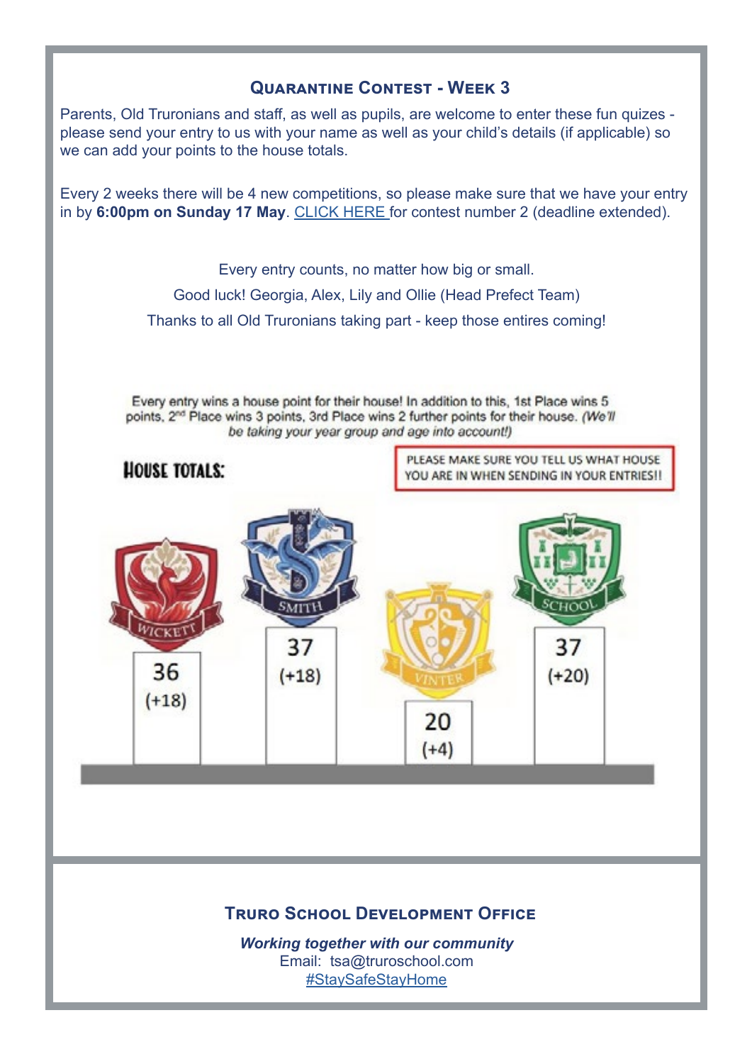## Quarantine Contest - Week 3

Parents, Old Truronians and staff, as well as pupils, are welcome to enter these fun quizes - please send your entry to us with your name as well as your child's details (if applicable) so we can add your points to the house totals.

Every 2 weeks there will be 4 new competitions, so please make sure that we have your entry in by **6:00pm on Sunday 17 May**. CLICK HERE for contest number 2 (deadline extended).

Every entry counts, no matter how big or small.

Good luck! Georgia, Alex, Lily and Ollie (Head Prefect Team)

Thanks to all Old Truronians taking part - keep those entires coming!

Every entry wins a house point for their house! In addition to this, 1st Place wins 5 points, 2nd Place wins 3 points, 3rd Place wins 2 further points for their house. *(We'll be taking your year group and age into account!)*

**HOUSE TOTALS:**

PLEASE MAKE SURE YOU TELL US WHAT HOUSE YOU ARE IN WHEN SENDING IN YOUR ENTRIES!!

WICKETT
36
(+18)

SMITH
37
(+18)

VINTER
20
(+4)

SCHOOL
37
(+20)

## Truro School Development Office

***Working together with our community***

Email: tsa@truroschool.com

#StaySafeStayHome